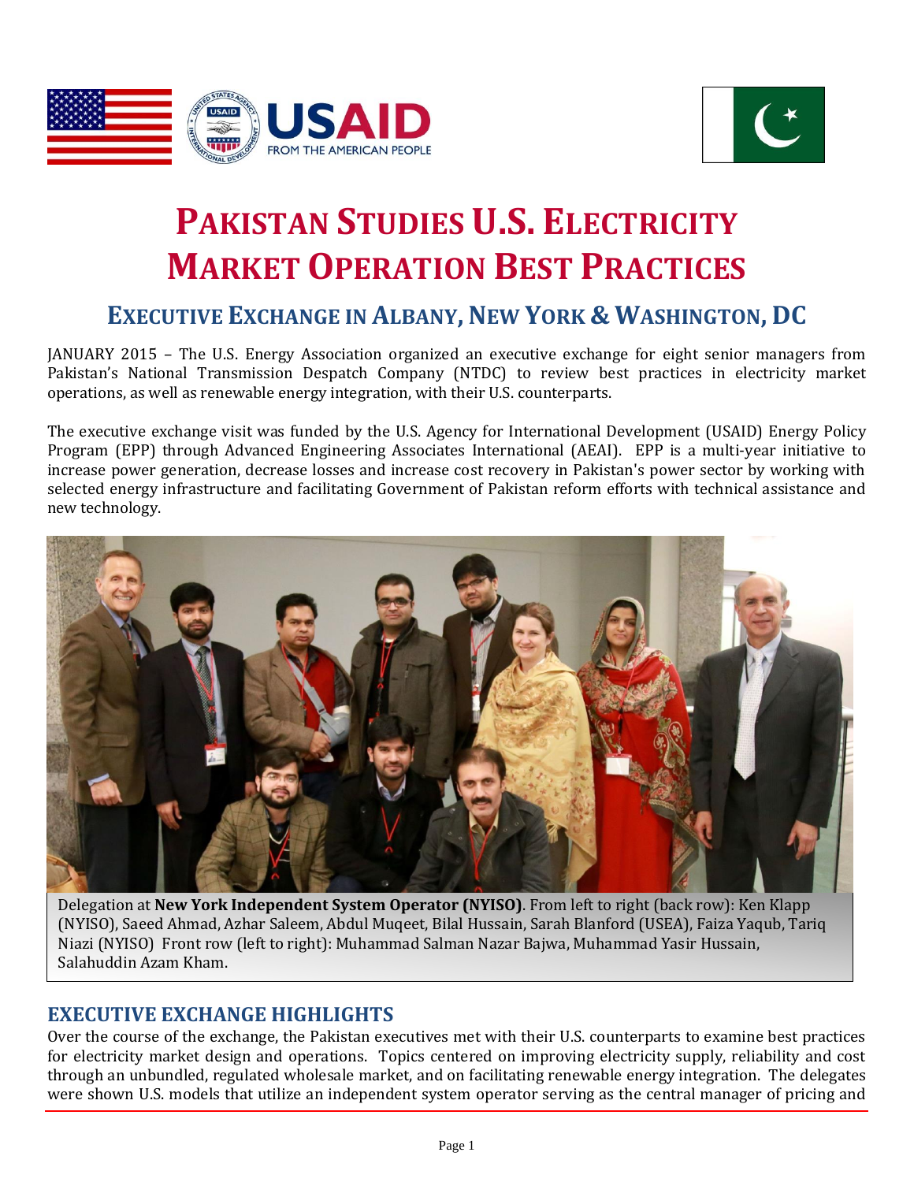# PAKISTAN STUDIES U.S. ELECTRICITY MARKET OPERATION BEST PRACTICES

## EXECUTIVE EXCHANGE IN ALBANY, NEW YORK & WASHINGTON, DC

JANUARY 2015 – The U.S. Energy Association organized an executive exchange for eight senior managers from Pakistan's National Transmission Despatch Company (NTDC) to review best practices in electricity market operations, as well as renewable energy integration, with their U.S. counterparts.

The executive exchange visit was funded by the U.S. Agency for International Development (USAID) Energy Policy Program (EPP) through Advanced Engineering Associates International (AEAI). EPP is a multi-year initiative to increase power generation, decrease losses and increase cost recovery in Pakistan's power sector by working with selected energy infrastructure and facilitating Government of Pakistan reform efforts with technical assistance and new technology.

Delegation at **New York Independent System Operator (NYISO)**. From left to right (back row): Ken Klapp (NYISO), Saeed Ahmad, Azhar Saleem, Abdul Muqeet, Bilal Hussain, Sarah Blanford (USEA), Faiza Yaqub, Tariq Niazi (NYISO) Front row (left to right): Muhammad Salman Nazar Bajwa, Muhammad Yasir Hussain, Salahuddin Azam Kham.

## EXECUTIVE EXCHANGE HIGHLIGHTS

Over the course of the exchange, the Pakistan executives met with their U.S. counterparts to examine best practices for electricity market design and operations. Topics centered on improving electricity supply, reliability and cost through an unbundled, regulated wholesale market, and on facilitating renewable energy integration. The delegates were shown U.S. models that utilize an independent system operator serving as the central manager of pricing and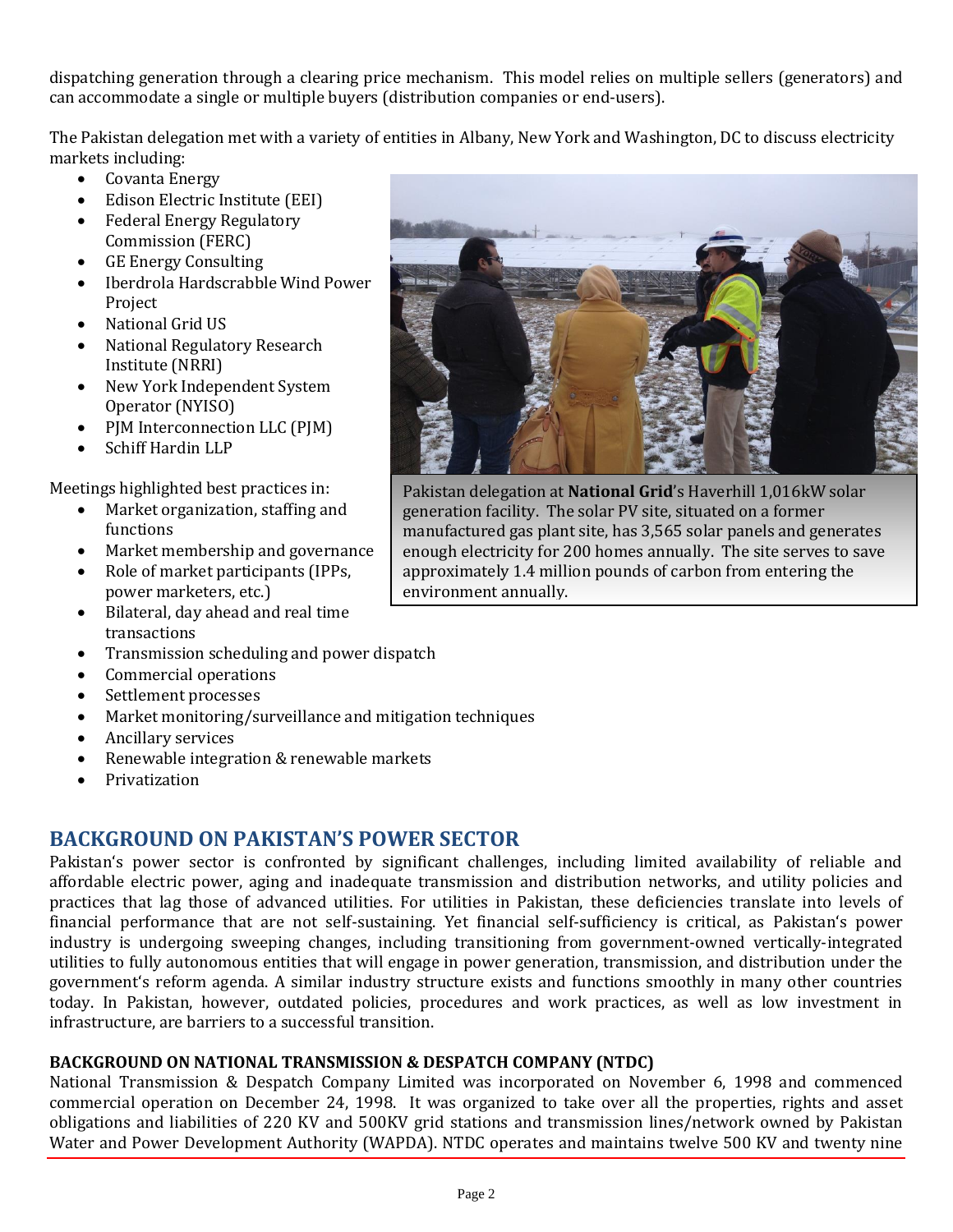dispatching generation through a clearing price mechanism. This model relies on multiple sellers (generators) and can accommodate a single or multiple buyers (distribution companies or end-users).

The Pakistan delegation met with a variety of entities in Albany, New York and Washington, DC to discuss electricity markets including:

- Covanta Energy
- Edison Electric Institute (EEI)
- Federal Energy Regulatory Commission (FERC)
- GE Energy Consulting
- Iberdrola Hardscrabble Wind Power Project
- National Grid US
- National Regulatory Research Institute (NRRI)
- New York Independent System Operator (NYISO)
- PJM Interconnection LLC (PJM)
- Schiff Hardin LLP

Pakistan delegation at **National Grid**'s Haverhill 1,016kW solar generation facility. The solar PV site, situated on a former manufactured gas plant site, has 3,565 solar panels and generates enough electricity for 200 homes annually. The site serves to save approximately 1.4 million pounds of carbon from entering the environment annually.

Meetings highlighted best practices in:

- Market organization, staffing and functions
- Market membership and governance
- Role of market participants (IPPs, power marketers, etc.)
- Bilateral, day ahead and real time transactions
- Transmission scheduling and power dispatch
- Commercial operations
- Settlement processes
- Market monitoring/surveillance and mitigation techniques
- Ancillary services
- Renewable integration & renewable markets
- Privatization

## BACKGROUND ON PAKISTAN'S POWER SECTOR

Pakistan's power sector is confronted by significant challenges, including limited availability of reliable and affordable electric power, aging and inadequate transmission and distribution networks, and utility policies and practices that lag those of advanced utilities. For utilities in Pakistan, these deficiencies translate into levels of financial performance that are not self-sustaining. Yet financial self-sufficiency is critical, as Pakistan's power industry is undergoing sweeping changes, including transitioning from government-owned vertically-integrated utilities to fully autonomous entities that will engage in power generation, transmission, and distribution under the government's reform agenda. A similar industry structure exists and functions smoothly in many other countries today. In Pakistan, however, outdated policies, procedures and work practices, as well as low investment in infrastructure, are barriers to a successful transition.

### BACKGROUND ON NATIONAL TRANSMISSION & DESPATCH COMPANY (NTDC)

National Transmission & Despatch Company Limited was incorporated on November 6, 1998 and commenced commercial operation on December 24, 1998. It was organized to take over all the properties, rights and asset obligations and liabilities of 220 KV and 500KV grid stations and transmission lines/network owned by Pakistan Water and Power Development Authority (WAPDA). NTDC operates and maintains twelve 500 KV and twenty nine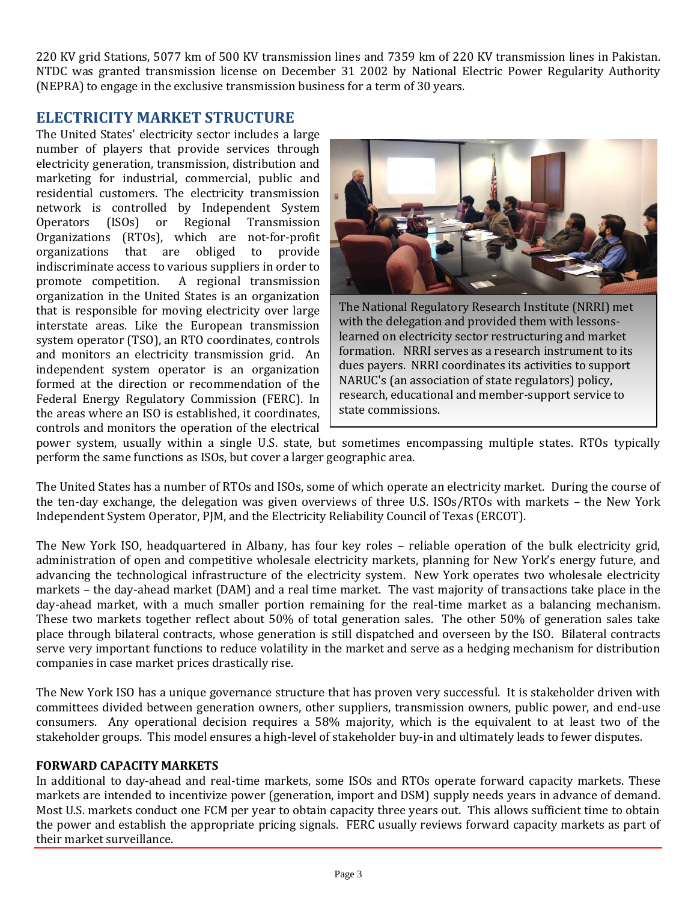220 KV grid Stations, 5077 km of 500 KV transmission lines and 7359 km of 220 KV transmission lines in Pakistan. NTDC was granted transmission license on December 31 2002 by National Electric Power Regularity Authority (NEPRA) to engage in the exclusive transmission business for a term of 30 years.

## ELECTRICITY MARKET STRUCTURE

The United States' electricity sector includes a large number of players that provide services through electricity generation, transmission, distribution and marketing for industrial, commercial, public and residential customers. The electricity transmission network is controlled by Independent System Operators (ISOs) or Regional Transmission Organizations (RTOs), which are not-for-profit organizations that are obliged to provide indiscriminate access to various suppliers in order to promote competition. A regional transmission organization in the United States is an organization that is responsible for moving electricity over large interstate areas. Like the European transmission system operator (TSO), an RTO coordinates, controls and monitors an electricity transmission grid. An independent system operator is an organization formed at the direction or recommendation of the Federal Energy Regulatory Commission (FERC). In the areas where an ISO is established, it coordinates, controls and monitors the operation of the electrical power system, usually within a single U.S. state, but sometimes encompassing multiple states. RTOs typically perform the same functions as ISOs, but cover a larger geographic area.

The National Regulatory Research Institute (NRRI) met with the delegation and provided them with lessons-learned on electricity sector restructuring and market formation. NRRI serves as a research instrument to its dues payers. NRRI coordinates its activities to support NARUC's (an association of state regulators) policy, research, educational and member-support service to state commissions.

The United States has a number of RTOs and ISOs, some of which operate an electricity market. During the course of the ten-day exchange, the delegation was given overviews of three U.S. ISOs/RTOs with markets – the New York Independent System Operator, PJM, and the Electricity Reliability Council of Texas (ERCOT).

The New York ISO, headquartered in Albany, has four key roles – reliable operation of the bulk electricity grid, administration of open and competitive wholesale electricity markets, planning for New York's energy future, and advancing the technological infrastructure of the electricity system. New York operates two wholesale electricity markets – the day-ahead market (DAM) and a real time market. The vast majority of transactions take place in the day-ahead market, with a much smaller portion remaining for the real-time market as a balancing mechanism. These two markets together reflect about 50% of total generation sales. The other 50% of generation sales take place through bilateral contracts, whose generation is still dispatched and overseen by the ISO. Bilateral contracts serve very important functions to reduce volatility in the market and serve as a hedging mechanism for distribution companies in case market prices drastically rise.

The New York ISO has a unique governance structure that has proven very successful. It is stakeholder driven with committees divided between generation owners, other suppliers, transmission owners, public power, and end-use consumers. Any operational decision requires a 58% majority, which is the equivalent to at least two of the stakeholder groups. This model ensures a high-level of stakeholder buy-in and ultimately leads to fewer disputes.

### FORWARD CAPACITY MARKETS

In additional to day-ahead and real-time markets, some ISOs and RTOs operate forward capacity markets. These markets are intended to incentivize power (generation, import and DSM) supply needs years in advance of demand. Most U.S. markets conduct one FCM per year to obtain capacity three years out. This allows sufficient time to obtain the power and establish the appropriate pricing signals. FERC usually reviews forward capacity markets as part of their market surveillance.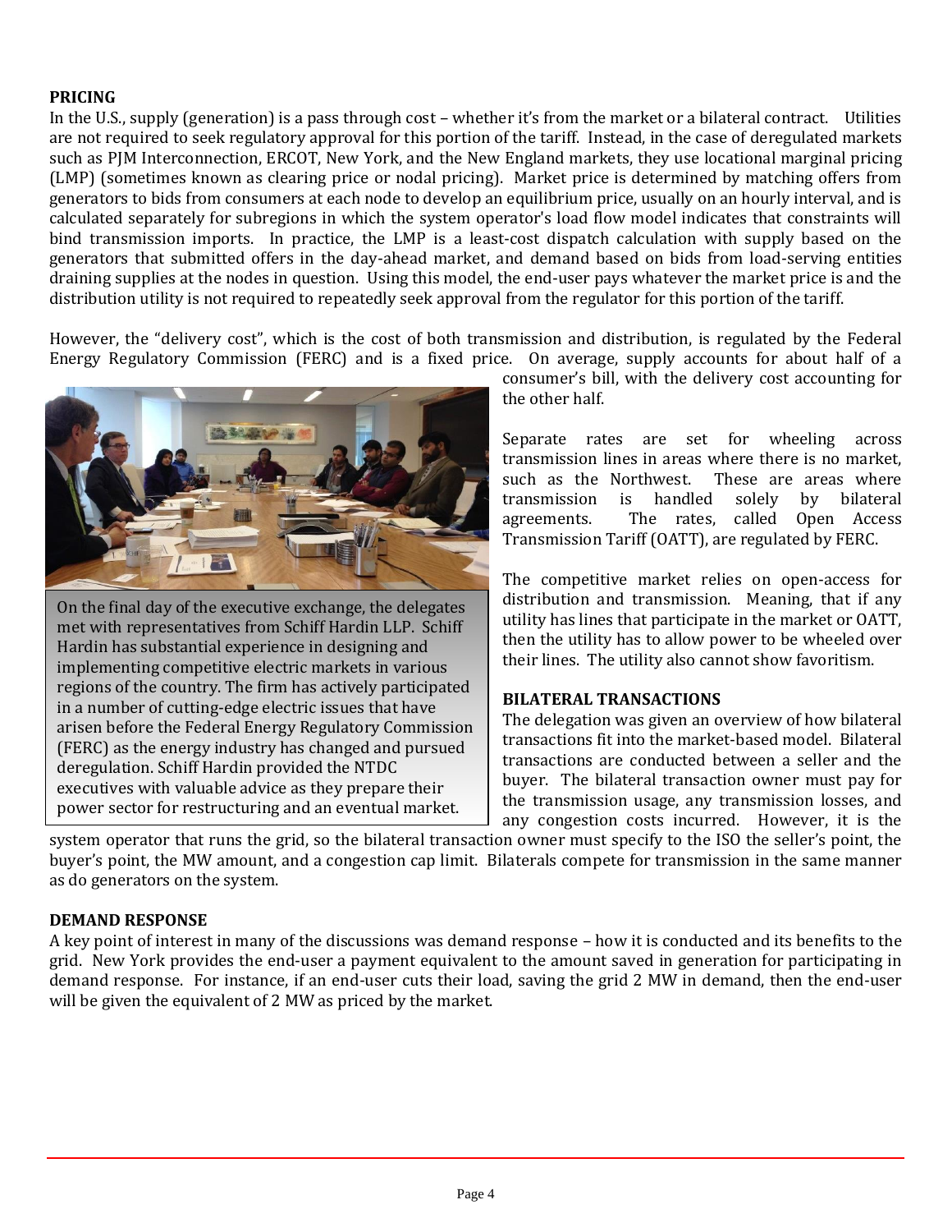## PRICING

In the U.S., supply (generation) is a pass through cost – whether it's from the market or a bilateral contract. Utilities are not required to seek regulatory approval for this portion of the tariff. Instead, in the case of deregulated markets such as PJM Interconnection, ERCOT, New York, and the New England markets, they use locational marginal pricing (LMP) (sometimes known as clearing price or nodal pricing). Market price is determined by matching offers from generators to bids from consumers at each node to develop an equilibrium price, usually on an hourly interval, and is calculated separately for subregions in which the system operator's load flow model indicates that constraints will bind transmission imports. In practice, the LMP is a least-cost dispatch calculation with supply based on the generators that submitted offers in the day-ahead market, and demand based on bids from load-serving entities draining supplies at the nodes in question. Using this model, the end-user pays whatever the market price is and the distribution utility is not required to repeatedly seek approval from the regulator for this portion of the tariff.

However, the "delivery cost", which is the cost of both transmission and distribution, is regulated by the Federal Energy Regulatory Commission (FERC) and is a fixed price. On average, supply accounts for about half of a consumer's bill, with the delivery cost accounting for the other half.

On the final day of the executive exchange, the delegates met with representatives from Schiff Hardin LLP. Schiff Hardin has substantial experience in designing and implementing competitive electric markets in various regions of the country. The firm has actively participated in a number of cutting-edge electric issues that have arisen before the Federal Energy Regulatory Commission (FERC) as the energy industry has changed and pursued deregulation. Schiff Hardin provided the NTDC executives with valuable advice as they prepare their power sector for restructuring and an eventual market.

Separate rates are set for wheeling across transmission lines in areas where there is no market, such as the Northwest. These are areas where transmission is handled solely by bilateral agreements. The rates, called Open Access Transmission Tariff (OATT), are regulated by FERC.

The competitive market relies on open-access for distribution and transmission. Meaning, that if any utility has lines that participate in the market or OATT, then the utility has to allow power to be wheeled over their lines. The utility also cannot show favoritism.

## BILATERAL TRANSACTIONS

The delegation was given an overview of how bilateral transactions fit into the market-based model. Bilateral transactions are conducted between a seller and the buyer. The bilateral transaction owner must pay for the transmission usage, any transmission losses, and any congestion costs incurred. However, it is the system operator that runs the grid, so the bilateral transaction owner must specify to the ISO the seller's point, the buyer's point, the MW amount, and a congestion cap limit. Bilaterals compete for transmission in the same manner as do generators on the system.

## DEMAND RESPONSE

A key point of interest in many of the discussions was demand response – how it is conducted and its benefits to the grid. New York provides the end-user a payment equivalent to the amount saved in generation for participating in demand response. For instance, if an end-user cuts their load, saving the grid 2 MW in demand, then the end-user will be given the equivalent of 2 MW as priced by the market.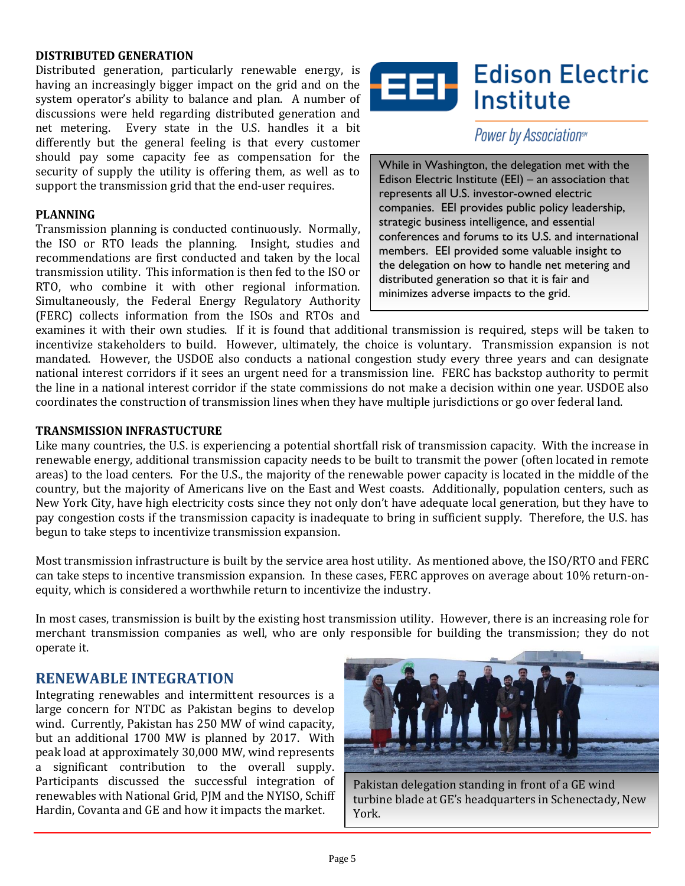**DISTRIBUTED GENERATION**

Distributed generation, particularly renewable energy, is having an increasingly bigger impact on the grid and on the system operator's ability to balance and plan. A number of discussions were held regarding distributed generation and net metering. Every state in the U.S. handles it a bit differently but the general feeling is that every customer should pay some capacity fee as compensation for the security of supply the utility is offering them, as well as to support the transmission grid that the end-user requires.

**Edison Electric Institute**

*Power by Association℠*

While in Washington, the delegation met with the Edison Electric Institute (EEI) – an association that represents all U.S. investor-owned electric companies. EEI provides public policy leadership, strategic business intelligence, and essential conferences and forums to its U.S. and international members. EEI provided some valuable insight to the delegation on how to handle net metering and distributed generation so that it is fair and minimizes adverse impacts to the grid.

**PLANNING**

Transmission planning is conducted continuously. Normally, the ISO or RTO leads the planning. Insight, studies and recommendations are first conducted and taken by the local transmission utility. This information is then fed to the ISO or RTO, who combine it with other regional information. Simultaneously, the Federal Energy Regulatory Authority (FERC) collects information from the ISOs and RTOs and examines it with their own studies. If it is found that additional transmission is required, steps will be taken to incentivize stakeholders to build. However, ultimately, the choice is voluntary. Transmission expansion is not mandated. However, the USDOE also conducts a national congestion study every three years and can designate national interest corridors if it sees an urgent need for a transmission line. FERC has backstop authority to permit the line in a national interest corridor if the state commissions do not make a decision within one year. USDOE also coordinates the construction of transmission lines when they have multiple jurisdictions or go over federal land.

**TRANSMISSION INFRASTUCTURE**

Like many countries, the U.S. is experiencing a potential shortfall risk of transmission capacity. With the increase in renewable energy, additional transmission capacity needs to be built to transmit the power (often located in remote areas) to the load centers. For the U.S., the majority of the renewable power capacity is located in the middle of the country, but the majority of Americans live on the East and West coasts. Additionally, population centers, such as New York City, have high electricity costs since they not only don't have adequate local generation, but they have to pay congestion costs if the transmission capacity is inadequate to bring in sufficient supply. Therefore, the U.S. has begun to take steps to incentivize transmission expansion.

Most transmission infrastructure is built by the service area host utility. As mentioned above, the ISO/RTO and FERC can take steps to incentive transmission expansion. In these cases, FERC approves on average about 10% return-on-equity, which is considered a worthwhile return to incentivize the industry.

In most cases, transmission is built by the existing host transmission utility. However, there is an increasing role for merchant transmission companies as well, who are only responsible for building the transmission; they do not operate it.

## RENEWABLE INTEGRATION

Integrating renewables and intermittent resources is a large concern for NTDC as Pakistan begins to develop wind. Currently, Pakistan has 250 MW of wind capacity, but an additional 1700 MW is planned by 2017. With peak load at approximately 30,000 MW, wind represents a significant contribution to the overall supply. Participants discussed the successful integration of renewables with National Grid, PJM and the NYISO, Schiff Hardin, Covanta and GE and how it impacts the market.

Pakistan delegation standing in front of a GE wind turbine blade at GE's headquarters in Schenectady, New York.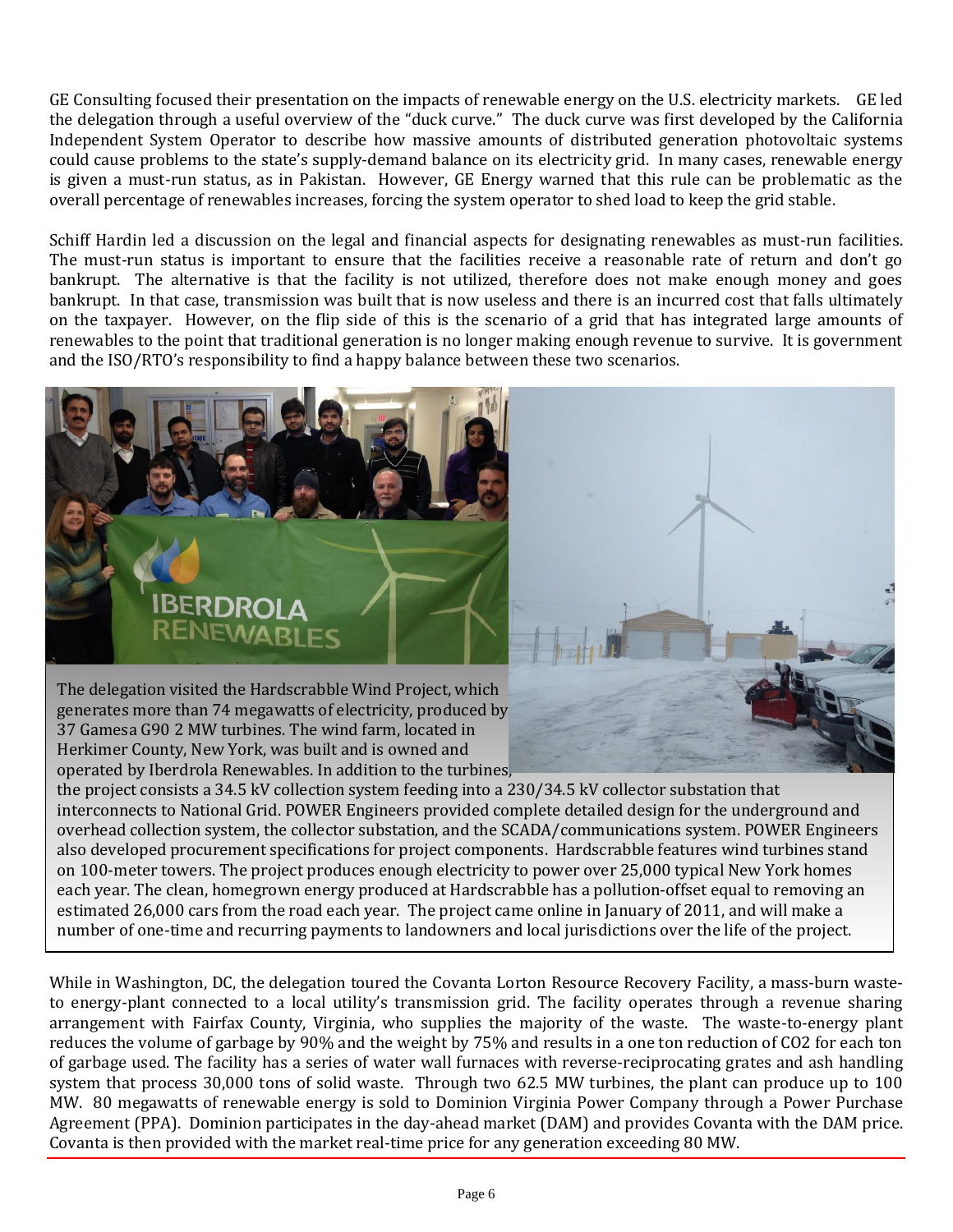GE Consulting focused their presentation on the impacts of renewable energy on the U.S. electricity markets. GE led the delegation through a useful overview of the "duck curve." The duck curve was first developed by the California Independent System Operator to describe how massive amounts of distributed generation photovoltaic systems could cause problems to the state's supply-demand balance on its electricity grid. In many cases, renewable energy is given a must-run status, as in Pakistan. However, GE Energy warned that this rule can be problematic as the overall percentage of renewables increases, forcing the system operator to shed load to keep the grid stable.

Schiff Hardin led a discussion on the legal and financial aspects for designating renewables as must-run facilities. The must-run status is important to ensure that the facilities receive a reasonable rate of return and don't go bankrupt. The alternative is that the facility is not utilized, therefore does not make enough money and goes bankrupt. In that case, transmission was built that is now useless and there is an incurred cost that falls ultimately on the taxpayer. However, on the flip side of this is the scenario of a grid that has integrated large amounts of renewables to the point that traditional generation is no longer making enough revenue to survive. It is government and the ISO/RTO's responsibility to find a happy balance between these two scenarios.

The delegation visited the Hardscrabble Wind Project, which generates more than 74 megawatts of electricity, produced by 37 Gamesa G90 2 MW turbines. The wind farm, located in Herkimer County, New York, was built and is owned and operated by Iberdrola Renewables. In addition to the turbines, the project consists a 34.5 kV collection system feeding into a 230/34.5 kV collector substation that interconnects to National Grid. POWER Engineers provided complete detailed design for the underground and overhead collection system, the collector substation, and the SCADA/communications system. POWER Engineers also developed procurement specifications for project components. Hardscrabble features wind turbines stand on 100-meter towers. The project produces enough electricity to power over 25,000 typical New York homes each year. The clean, homegrown energy produced at Hardscrabble has a pollution-offset equal to removing an estimated 26,000 cars from the road each year. The project came online in January of 2011, and will make a number of one-time and recurring payments to landowners and local jurisdictions over the life of the project.

While in Washington, DC, the delegation toured the Covanta Lorton Resource Recovery Facility, a mass-burn waste-to energy-plant connected to a local utility's transmission grid. The facility operates through a revenue sharing arrangement with Fairfax County, Virginia, who supplies the majority of the waste. The waste-to-energy plant reduces the volume of garbage by 90% and the weight by 75% and results in a one ton reduction of $CO_2$ for each ton of garbage used. The facility has a series of water wall furnaces with reverse-reciprocating grates and ash handling system that process 30,000 tons of solid waste. Through two 62.5 MW turbines, the plant can produce up to 100 MW. 80 megawatts of renewable energy is sold to Dominion Virginia Power Company through a Power Purchase Agreement (PPA). Dominion participates in the day-ahead market (DAM) and provides Covanta with the DAM price. Covanta is then provided with the market real-time price for any generation exceeding 80 MW.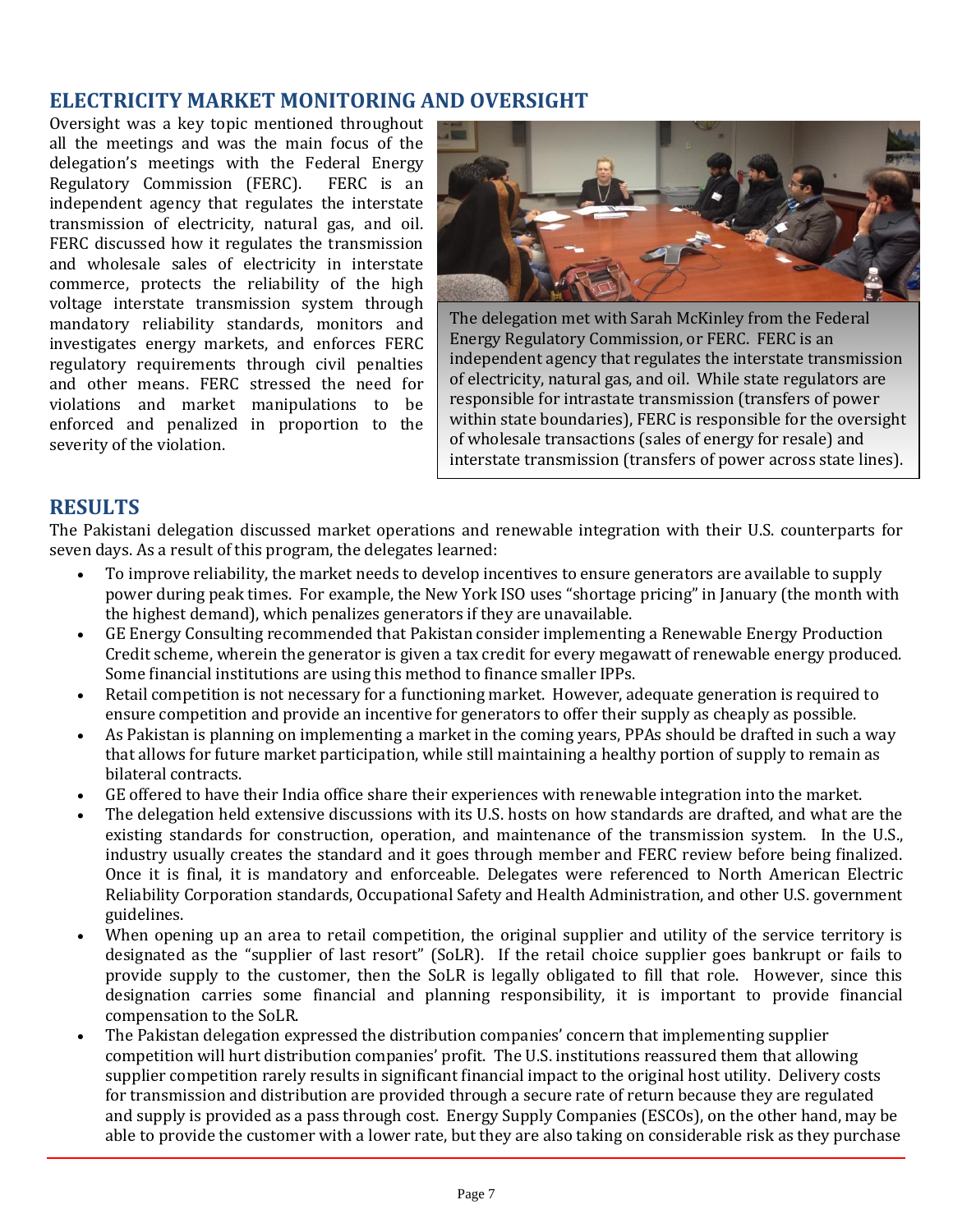## ELECTRICITY MARKET MONITORING AND OVERSIGHT

Oversight was a key topic mentioned throughout all the meetings and was the main focus of the delegation's meetings with the Federal Energy Regulatory Commission (FERC). FERC is an independent agency that regulates the interstate transmission of electricity, natural gas, and oil. FERC discussed how it regulates the transmission and wholesale sales of electricity in interstate commerce, protects the reliability of the high voltage interstate transmission system through mandatory reliability standards, monitors and investigates energy markets, and enforces FERC regulatory requirements through civil penalties and other means. FERC stressed the need for violations and market manipulations to be enforced and penalized in proportion to the severity of the violation.

The delegation met with Sarah McKinley from the Federal Energy Regulatory Commission, or FERC. FERC is an independent agency that regulates the interstate transmission of electricity, natural gas, and oil. While state regulators are responsible for intrastate transmission (transfers of power within state boundaries), FERC is responsible for the oversight of wholesale transactions (sales of energy for resale) and interstate transmission (transfers of power across state lines).

## RESULTS

The Pakistani delegation discussed market operations and renewable integration with their U.S. counterparts for seven days. As a result of this program, the delegates learned:

- To improve reliability, the market needs to develop incentives to ensure generators are available to supply power during peak times. For example, the New York ISO uses "shortage pricing" in January (the month with the highest demand), which penalizes generators if they are unavailable.
- GE Energy Consulting recommended that Pakistan consider implementing a Renewable Energy Production Credit scheme, wherein the generator is given a tax credit for every megawatt of renewable energy produced. Some financial institutions are using this method to finance smaller IPPs.
- Retail competition is not necessary for a functioning market. However, adequate generation is required to ensure competition and provide an incentive for generators to offer their supply as cheaply as possible.
- As Pakistan is planning on implementing a market in the coming years, PPAs should be drafted in such a way that allows for future market participation, while still maintaining a healthy portion of supply to remain as bilateral contracts.
- GE offered to have their India office share their experiences with renewable integration into the market.
- The delegation held extensive discussions with its U.S. hosts on how standards are drafted, and what are the existing standards for construction, operation, and maintenance of the transmission system. In the U.S., industry usually creates the standard and it goes through member and FERC review before being finalized. Once it is final, it is mandatory and enforceable. Delegates were referenced to North American Electric Reliability Corporation standards, Occupational Safety and Health Administration, and other U.S. government guidelines.
- When opening up an area to retail competition, the original supplier and utility of the service territory is designated as the "supplier of last resort" (SoLR). If the retail choice supplier goes bankrupt or fails to provide supply to the customer, then the SoLR is legally obligated to fill that role. However, since this designation carries some financial and planning responsibility, it is important to provide financial compensation to the SoLR.
- The Pakistan delegation expressed the distribution companies' concern that implementing supplier competition will hurt distribution companies' profit. The U.S. institutions reassured them that allowing supplier competition rarely results in significant financial impact to the original host utility. Delivery costs for transmission and distribution are provided through a secure rate of return because they are regulated and supply is provided as a pass through cost. Energy Supply Companies (ESCOs), on the other hand, may be able to provide the customer with a lower rate, but they are also taking on considerable risk as they purchase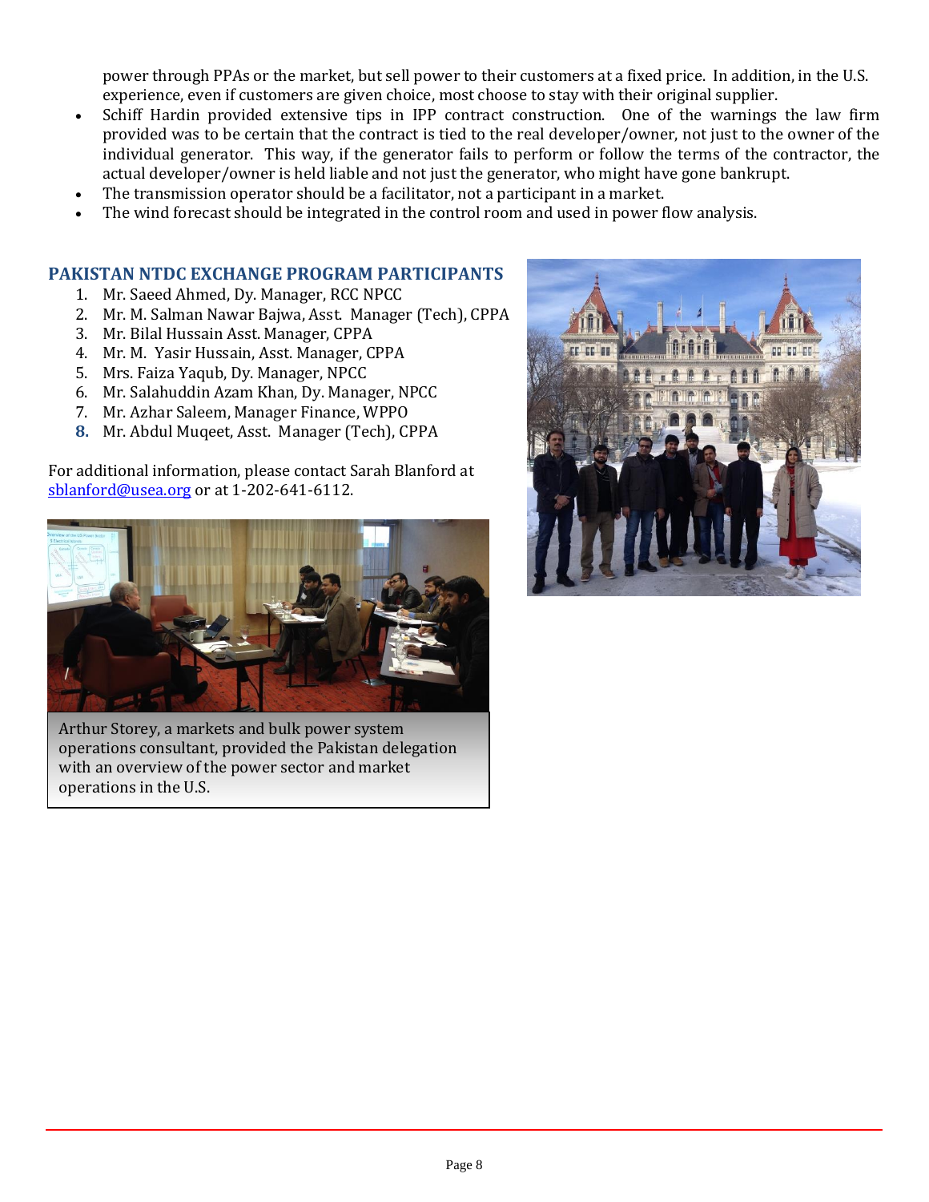power through PPAs or the market, but sell power to their customers at a fixed price. In addition, in the U.S. experience, even if customers are given choice, most choose to stay with their original supplier.

- Schiff Hardin provided extensive tips in IPP contract construction. One of the warnings the law firm provided was to be certain that the contract is tied to the real developer/owner, not just to the owner of the individual generator. This way, if the generator fails to perform or follow the terms of the contractor, the actual developer/owner is held liable and not just the generator, who might have gone bankrupt.
- The transmission operator should be a facilitator, not a participant in a market.
- The wind forecast should be integrated in the control room and used in power flow analysis.

## PAKISTAN NTDC EXCHANGE PROGRAM PARTICIPANTS

1. Mr. Saeed Ahmed, Dy. Manager, RCC NPCC
2. Mr. M. Salman Nawar Bajwa, Asst. Manager (Tech), CPPA
3. Mr. Bilal Hussain Asst. Manager, CPPA
4. Mr. M. Yasir Hussain, Asst. Manager, CPPA
5. Mrs. Faiza Yaqub, Dy. Manager, NPCC
6. Mr. Salahuddin Azam Khan, Dy. Manager, NPCC
7. Mr. Azhar Saleem, Manager Finance, WPPO
8. Mr. Abdul Muqeet, Asst. Manager (Tech), CPPA

For additional information, please contact Sarah Blanford at sblanford@usea.org or at 1-202-641-6112.

Arthur Storey, a markets and bulk power system operations consultant, provided the Pakistan delegation with an overview of the power sector and market operations in the U.S.